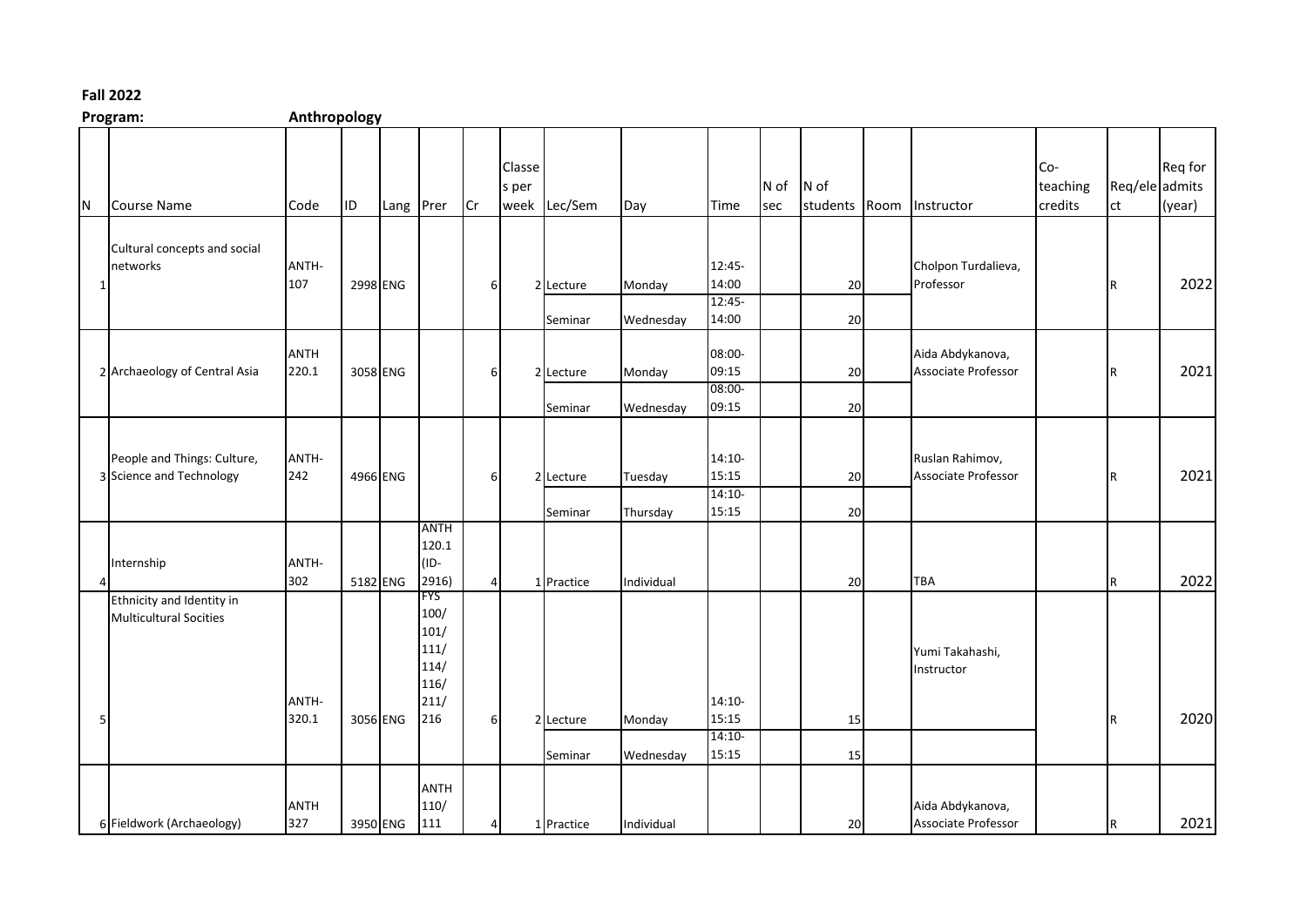**Fall 2022**

**Program:** **Anthropology**

| N | Course Name | Code | ID | Lang | Prer | Cr | Classes per week | Lec/Sem | Day | Time | N of sec | N of students | Room | Instructor | Co-teaching credits | Req/elect | Req for admits (year) |
|---|---|---|---|---|---|---|---|---|---|---|---|---|---|---|---|---|---|
| 1 | Cultural concepts and social networks | ANTH-107 | 2998 | ENG | | 6 | 2 | Lecture | Monday | 12:45-14:00 | | 20 | | Cholpon Turdalieva, Professor | | R | 2022 |
| | | | | | | | | Seminar | Wednesday | 12:45-14:00 | | 20 | | | | | |
| 2 | Archaeology of Central Asia | ANTH 220.1 | 3058 | ENG | | 6 | 2 | Lecture | Monday | 08:00-09:15 | | 20 | | Aida Abdykanova, Associate Professor | | R | 2021 |
| | | | | | | | | Seminar | Wednesday | 08:00-09:15 | | 20 | | | | | |
| 3 | People and Things: Culture, Science and Technology | ANTH-242 | 4966 | ENG | | 6 | 2 | Lecture | Tuesday | 14:10-15:15 | | 20 | | Ruslan Rahimov, Associate Professor | | R | 2021 |
| | | | | | | | | Seminar | Thursday | 14:10-15:15 | | 20 | | | | | |
| 4 | Internship | ANTH-302 | 5182 | ENG | ANTH 120.1 (ID-2916) | 4 | 1 | Practice | Individual | | | 20 | | TBA | | R | 2022 |
| 5 | Ethnicity and Identity in Multicultural Socities | ANTH-320.1 | 3056 | ENG | FYS 100/ 101/ 111/ 114/ 116/ 211/ 216 | 6 | 2 | Lecture | Monday | 14:10-15:15 | | 15 | | Yumi Takahashi, Instructor | | R | 2020 |
| | | | | | | | | Seminar | Wednesday | 14:10-15:15 | | 15 | | | | | |
| 6 | Fieldwork (Archaeology) | ANTH 327 | 3950 | ENG | ANTH 110/ 111 | 4 | 1 | Practice | Individual | | | 20 | | Aida Abdykanova, Associate Professor | | R | 2021 |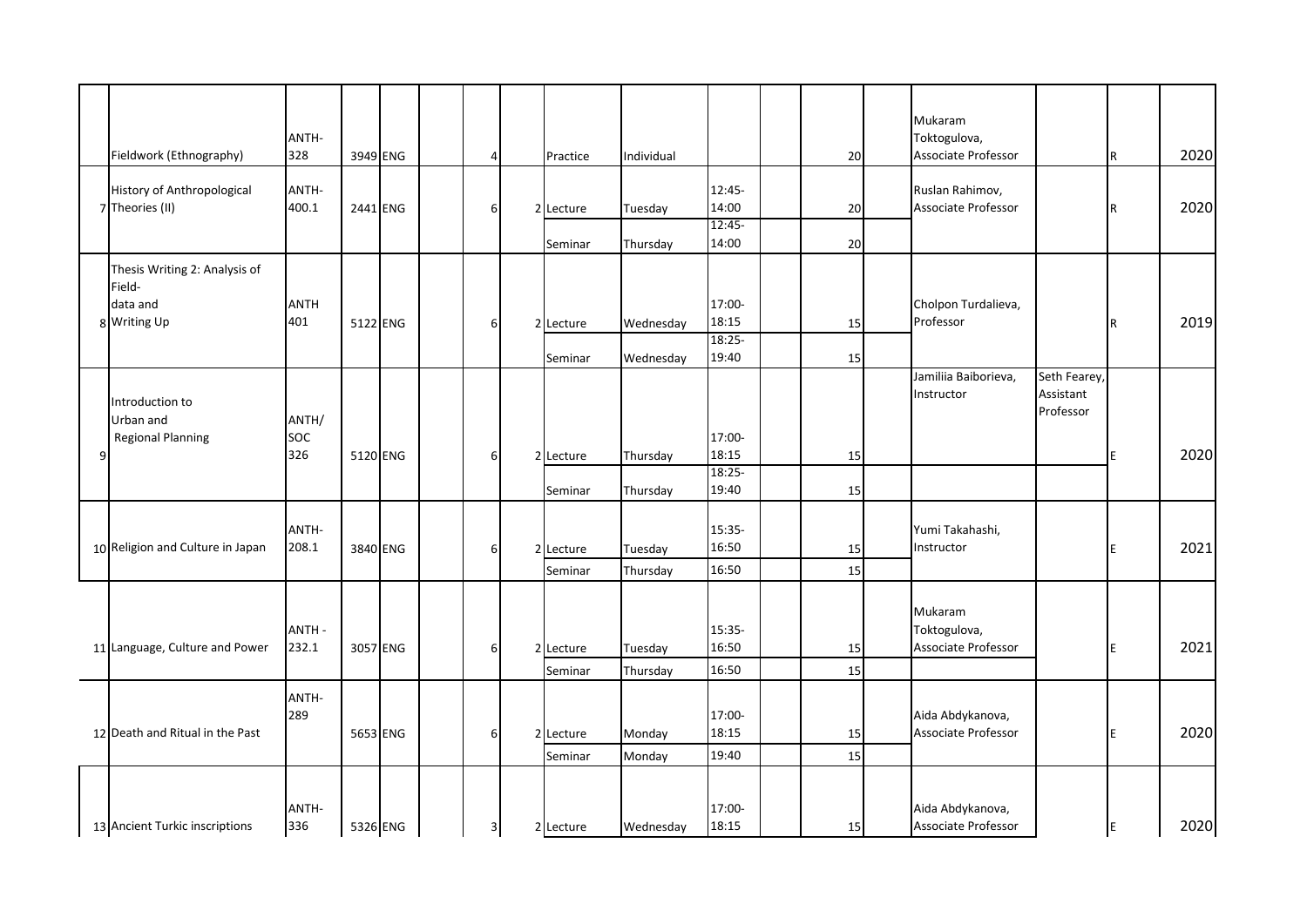| | | | | | | | | | | | | | | | | | | | |
|---|---|---|---|---|---|---|---|---|---|---|---|---|---|---|---|---|---|---|---|
| | Fieldwork (Ethnography) | ANTH-328 | 3949 | ENG | | | 4 | | Practice | Individual | | | 20 | | Mukaram Toktogulova, Associate Professor | | R | | 2020 |
| 7 | History of Anthropological Theories (II) | ANTH-400.1 | 2441 | ENG | | | 6 | 2 | Lecture | Tuesday | 12:45-14:00 | | 20 | | Ruslan Rahimov, Associate Professor | | R | | 2020 |
| | | | | | | | | | Seminar | Thursday | 12:45-14:00 | | 20 | | | | | | |
| 8 | Thesis Writing 2: Analysis of Field-data and Writing Up | ANTH 401 | 5122 | ENG | | | 6 | 2 | Lecture | Wednesday | 17:00-18:15 | | 15 | | Cholpon Turdalieva, Professor | | R | | 2019 |
| | | | | | | | | | Seminar | Wednesday | 18:25-19:40 | | 15 | | | | | | |
| 9 | Introduction to Urban and Regional Planning | ANTH/SOC 326 | 5120 | ENG | | | 6 | 2 | Lecture | Thursday | 17:00-18:15 | | 15 | | Jamiliia Baiborieva, Instructor | Seth Fearey, Assistant Professor | E | | 2020 |
| | | | | | | | | | Seminar | Thursday | 18:25-19:40 | | 15 | | | | | | |
| 10 | Religion and Culture in Japan | ANTH-208.1 | 3840 | ENG | | | 6 | 2 | Lecture | Tuesday | 15:35-16:50 | | 15 | | Yumi Takahashi, Instructor | | E | | 2021 |
| | | | | | | | | | Seminar | Thursday | 16:50 | | 15 | | | | | | |
| 11 | Language, Culture and Power | ANTH - 232.1 | 3057 | ENG | | | 6 | 2 | Lecture | Tuesday | 15:35-16:50 | | 15 | | Mukaram Toktogulova, Associate Professor | | E | | 2021 |
| | | | | | | | | | Seminar | Thursday | 16:50 | | 15 | | | | | | |
| 12 | Death and Ritual in the Past | ANTH-289 | 5653 | ENG | | | 6 | 2 | Lecture | Monday | 17:00-18:15 | | 15 | | Aida Abdykanova, Associate Professor | | E | | 2020 |
| | | | | | | | | | Seminar | Monday | 19:40 | | 15 | | | | | | |
| 13 | Ancient Turkic inscriptions | ANTH-336 | 5326 | ENG | | | 3 | 2 | Lecture | Wednesday | 17:00-18:15 | | 15 | | Aida Abdykanova, Associate Professor | | E | | 2020 |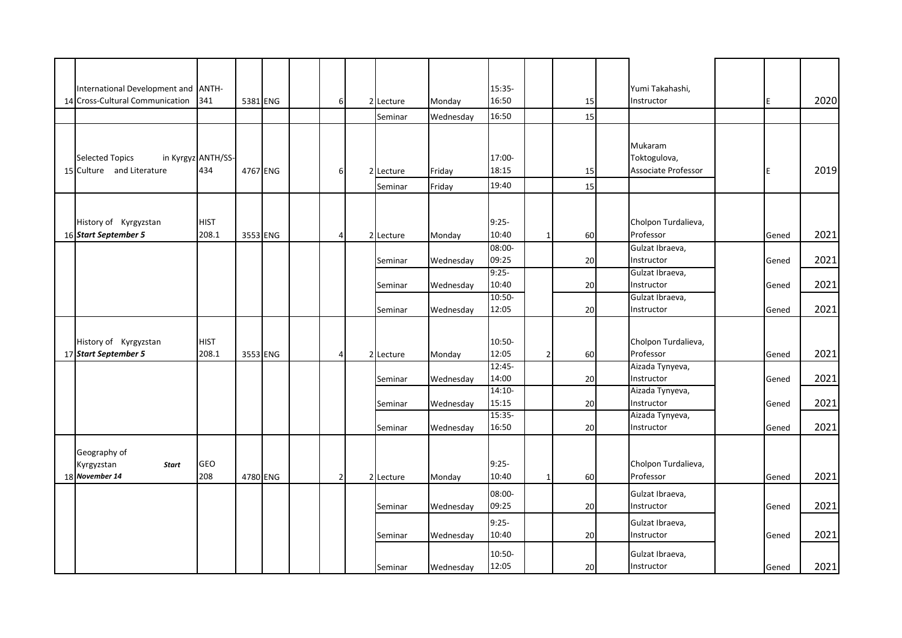| | | | | | | | | | | | | | | | | | | |
|---|---|---|---|---|---|---|---|---|---|---|---|---|---|---|---|---|---|---|
| 14 | International Development and Cross-Cultural Communication | ANTH-341 | 5381 | ENG | | 6 | 2 | Lecture | Monday | 15:35-16:50 | | 15 | | Yumi Takahashi, Instructor | | E | 2020 |
| | | | | | | | | Seminar | Wednesday | 16:50 | | 15 | | | | | |
| 15 | Selected Topics in Kyrgyz Culture and Literature | ANTH/SS-434 | 4767 | ENG | | 6 | 2 | Lecture | Friday | 17:00-18:15 | | 15 | | Mukaram Toktogulova, Associate Professor | | E | 2019 |
| | | | | | | | | Seminar | Friday | 19:40 | | 15 | | | | | |
| 16 | History of Kyrgyzstan ***Start September 5*** | HIST 208.1 | 3553 | ENG | | 4 | 2 | Lecture | Monday | 9:25-10:40 | 1 | 60 | | Cholpon Turdalieva, Professor | | Gened | 2021 |
| | | | | | | | | Seminar | Wednesday | 08:00-09:25 | | 20 | | Gulzat Ibraeva, Instructor | | Gened | 2021 |
| | | | | | | | | Seminar | Wednesday | 9:25-10:40 | | 20 | | Gulzat Ibraeva, Instructor | | Gened | 2021 |
| | | | | | | | | Seminar | Wednesday | 10:50-12:05 | | 20 | | Gulzat Ibraeva, Instructor | | Gened | 2021 |
| 17 | History of Kyrgyzstan ***Start September 5*** | HIST 208.1 | 3553 | ENG | | 4 | 2 | Lecture | Monday | 10:50-12:05 | 2 | 60 | | Cholpon Turdalieva, Professor | | Gened | 2021 |
| | | | | | | | | Seminar | Wednesday | 12:45-14:00 | | 20 | | Aizada Tynyeva, Instructor | | Gened | 2021 |
| | | | | | | | | Seminar | Wednesday | 14:10-15:15 | | 20 | | Aizada Tynyeva, Instructor | | Gened | 2021 |
| | | | | | | | | Seminar | Wednesday | 15:35-16:50 | | 20 | | Aizada Tynyeva, Instructor | | Gened | 2021 |
| 18 | Geography of Kyrgyzstan ***Start November 14*** | GEO 208 | 4780 | ENG | | 2 | 2 | Lecture | Monday | 9:25-10:40 | 1 | 60 | | Cholpon Turdalieva, Professor | | Gened | 2021 |
| | | | | | | | | Seminar | Wednesday | 08:00-09:25 | | 20 | | Gulzat Ibraeva, Instructor | | Gened | 2021 |
| | | | | | | | | Seminar | Wednesday | 9:25-10:40 | | 20 | | Gulzat Ibraeva, Instructor | | Gened | 2021 |
| | | | | | | | | Seminar | Wednesday | 10:50-12:05 | | 20 | | Gulzat Ibraeva, Instructor | | Gened | 2021 |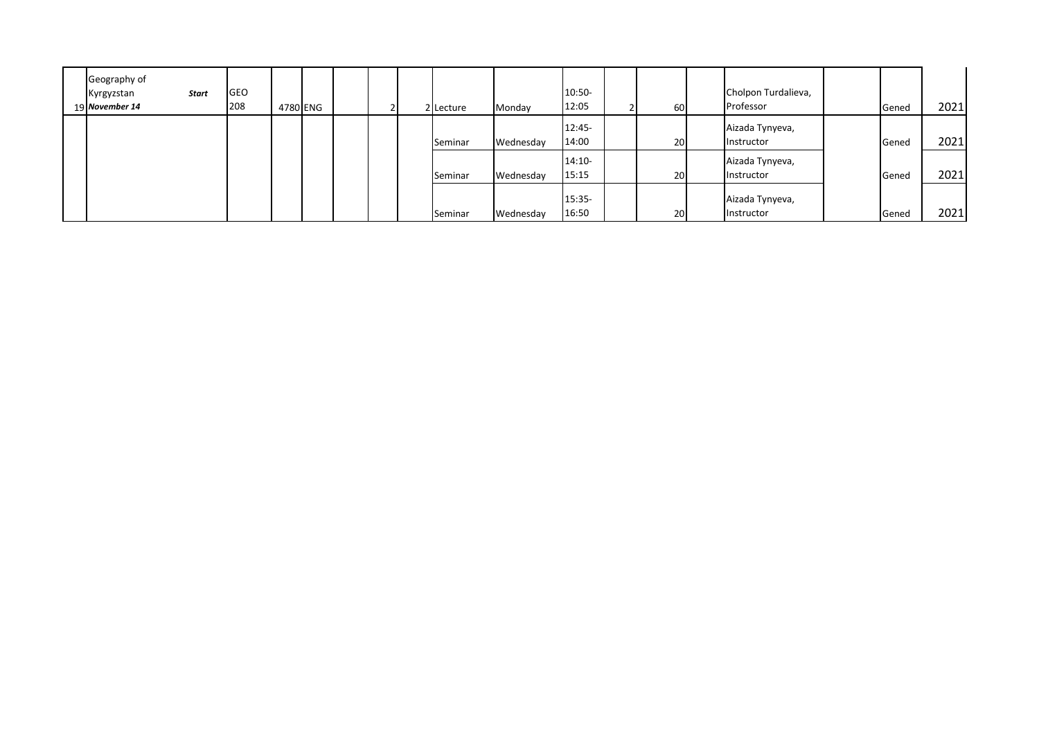| | | | | | | | | | | | | | | | | | |
|---|---|---|---|---|---|---|---|---|---|---|---|---|---|---|---|---|---|
| 19 | Geography of Kyrgyzstan **_Start November 14_** | GEO 208 | 4780 | ENG | | 2 | 2 | Lecture | Monday | 10:50-12:05 | 2 | 60 | | Cholpon Turdalieva, Professor | | Gened | 2021 |
| | | | | | | | | Seminar | Wednesday | 12:45-14:00 | | 20 | | Aizada Tynyeva, Instructor | | Gened | 2021 |
| | | | | | | | | Seminar | Wednesday | 14:10-15:15 | | 20 | | Aizada Tynyeva, Instructor | | Gened | 2021 |
| | | | | | | | | Seminar | Wednesday | 15:35-16:50 | | 20 | | Aizada Tynyeva, Instructor | | Gened | 2021 |